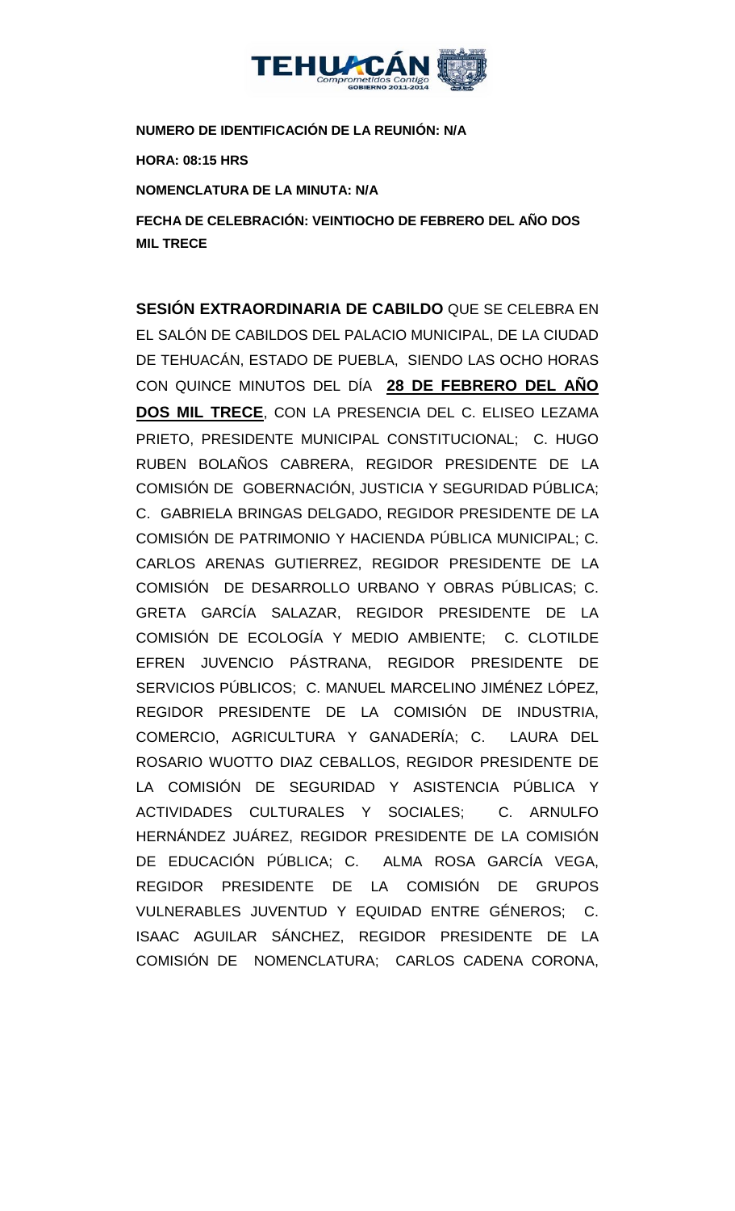**NUMERO DE IDENTIFICACIÓN DE LA REUNIÓN: N/A**

**HORA: 08:15 HRS**

**NOMENCLATURA DE LA MINUTA: N/A**

**FECHA DE CELEBRACIÓN: VEINTIOCHO DE FEBRERO DEL AÑO DOS MIL TRECE**

**SESIÓN EXTRAORDINARIA DE CABILDO** QUE SE CELEBRA EN EL SALÓN DE CABILDOS DEL PALACIO MUNICIPAL, DE LA CIUDAD DE TEHUACÁN, ESTADO DE PUEBLA, SIENDO LAS OCHO HORAS CON QUINCE MINUTOS DEL DÍA **28 DE FEBRERO DEL AÑO DOS MIL TRECE**, CON LA PRESENCIA DEL C. ELISEO LEZAMA PRIETO, PRESIDENTE MUNICIPAL CONSTITUCIONAL; C. HUGO RUBEN BOLAÑOS CABRERA, REGIDOR PRESIDENTE DE LA COMISIÓN DE GOBERNACIÓN, JUSTICIA Y SEGURIDAD PÚBLICA; C. GABRIELA BRINGAS DELGADO, REGIDOR PRESIDENTE DE LA COMISIÓN DE PATRIMONIO Y HACIENDA PÚBLICA MUNICIPAL; C. CARLOS ARENAS GUTIERREZ, REGIDOR PRESIDENTE DE LA COMISIÓN DE DESARROLLO URBANO Y OBRAS PÚBLICAS; C. GRETA GARCÍA SALAZAR, REGIDOR PRESIDENTE DE LA COMISIÓN DE ECOLOGÍA Y MEDIO AMBIENTE; C. CLOTILDE EFREN JUVENCIO PÁSTRANA, REGIDOR PRESIDENTE DE SERVICIOS PÚBLICOS; C. MANUEL MARCELINO JIMÉNEZ LÓPEZ, REGIDOR PRESIDENTE DE LA COMISIÓN DE INDUSTRIA, COMERCIO, AGRICULTURA Y GANADERÍA; C. LAURA DEL ROSARIO WUOTTO DIAZ CEBALLOS, REGIDOR PRESIDENTE DE LA COMISIÓN DE SEGURIDAD Y ASISTENCIA PÚBLICA Y ACTIVIDADES CULTURALES Y SOCIALES; C. ARNULFO HERNÁNDEZ JUÁREZ, REGIDOR PRESIDENTE DE LA COMISIÓN DE EDUCACIÓN PÚBLICA; C. ALMA ROSA GARCÍA VEGA, REGIDOR PRESIDENTE DE LA COMISIÓN DE GRUPOS VULNERABLES JUVENTUD Y EQUIDAD ENTRE GÉNEROS; C. ISAAC AGUILAR SÁNCHEZ, REGIDOR PRESIDENTE DE LA COMISIÓN DE NOMENCLATURA; CARLOS CADENA CORONA,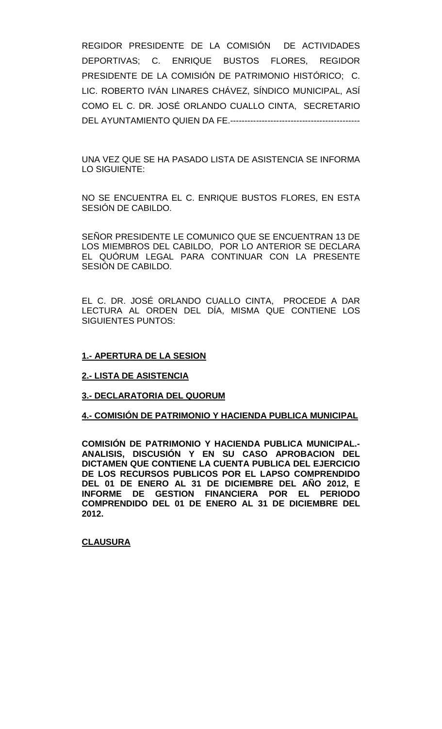REGIDOR PRESIDENTE DE LA COMISIÓN DE ACTIVIDADES DEPORTIVAS; C. ENRIQUE BUSTOS FLORES, REGIDOR PRESIDENTE DE LA COMISIÓN DE PATRIMONIO HISTÓRICO; C. LIC. ROBERTO IVÁN LINARES CHÁVEZ, SÍNDICO MUNICIPAL, ASÍ COMO EL C. DR. JOSÉ ORLANDO CUALLO CINTA, SECRETARIO DEL AYUNTAMIENTO QUIEN DA FE.---------------------------------------------

UNA VEZ QUE SE HA PASADO LISTA DE ASISTENCIA SE INFORMA LO SIGUIENTE:

NO SE ENCUENTRA EL C. ENRIQUE BUSTOS FLORES, EN ESTA SESIÓN DE CABILDO.

SEÑOR PRESIDENTE LE COMUNICO QUE SE ENCUENTRAN 13 DE LOS MIEMBROS DEL CABILDO, POR LO ANTERIOR SE DECLARA EL QUÓRUM LEGAL PARA CONTINUAR CON LA PRESENTE SESIÓN DE CABILDO.

EL C. DR. JOSÉ ORLANDO CUALLO CINTA, PROCEDE A DAR LECTURA AL ORDEN DEL DÍA, MISMA QUE CONTIENE LOS SIGUIENTES PUNTOS:

**1.- APERTURA DE LA SESION**

**2.- LISTA DE ASISTENCIA**

**3.- DECLARATORIA DEL QUORUM**

**4.- COMISIÓN DE PATRIMONIO Y HACIENDA PUBLICA MUNICIPAL**

**COMISIÓN DE PATRIMONIO Y HACIENDA PUBLICA MUNICIPAL.- ANALISIS, DISCUSIÓN Y EN SU CASO APROBACION DEL DICTAMEN QUE CONTIENE LA CUENTA PUBLICA DEL EJERCICIO DE LOS RECURSOS PUBLICOS POR EL LAPSO COMPRENDIDO DEL 01 DE ENERO AL 31 DE DICIEMBRE DEL AÑO 2012, E INFORME DE GESTION FINANCIERA POR EL PERIODO COMPRENDIDO DEL 01 DE ENERO AL 31 DE DICIEMBRE DEL 2012.**

**CLAUSURA**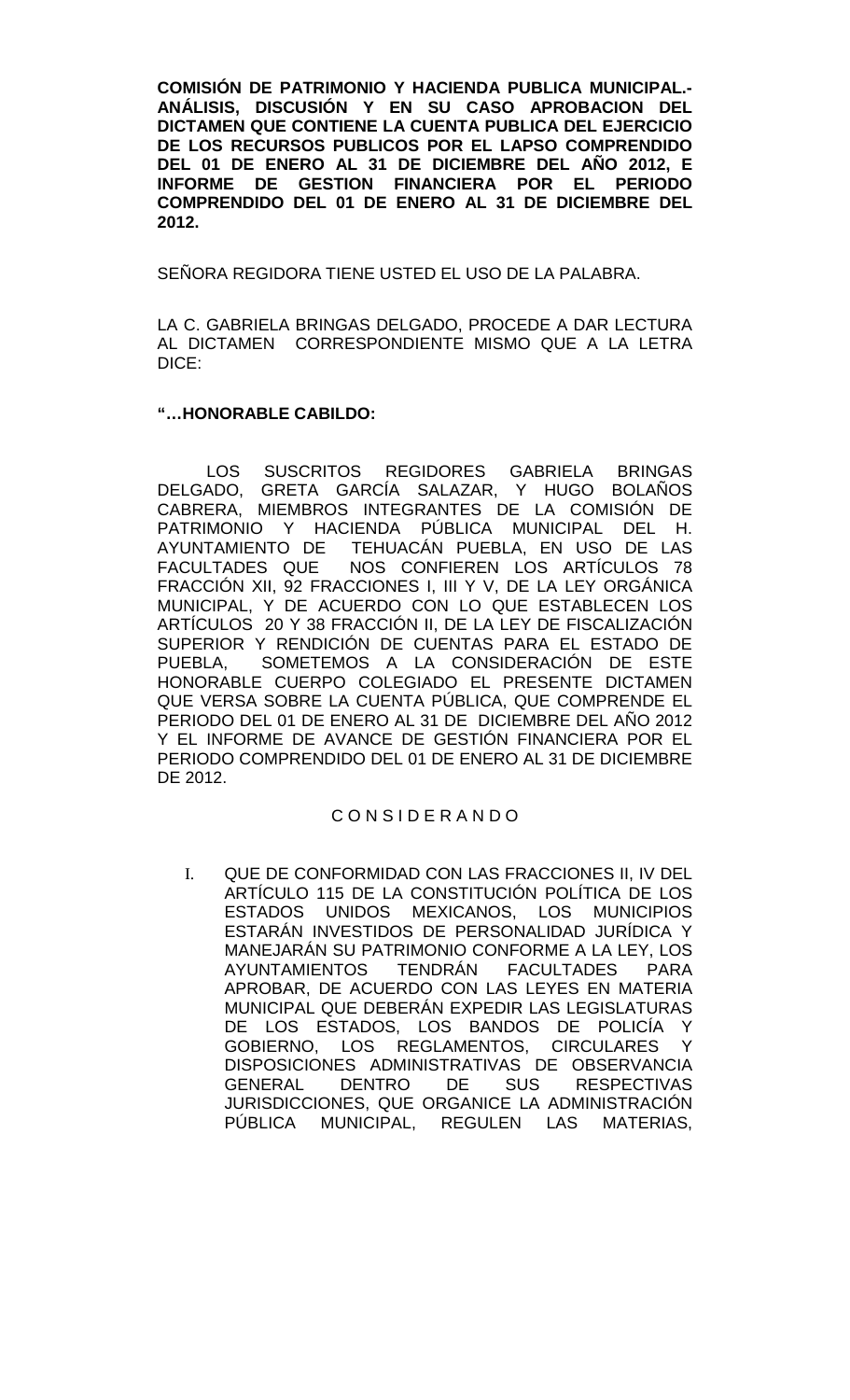**COMISIÓN DE PATRIMONIO Y HACIENDA PUBLICA MUNICIPAL.- ANÁLISIS, DISCUSIÓN Y EN SU CASO APROBACION DEL DICTAMEN QUE CONTIENE LA CUENTA PUBLICA DEL EJERCICIO DE LOS RECURSOS PUBLICOS POR EL LAPSO COMPRENDIDO DEL 01 DE ENERO AL 31 DE DICIEMBRE DEL AÑO 2012, E INFORME DE GESTION FINANCIERA POR EL PERIODO COMPRENDIDO DEL 01 DE ENERO AL 31 DE DICIEMBRE DEL 2012.**

SEÑORA REGIDORA TIENE USTED EL USO DE LA PALABRA.

LA C. GABRIELA BRINGAS DELGADO, PROCEDE A DAR LECTURA AL DICTAMEN CORRESPONDIENTE MISMO QUE A LA LETRA DICE:

**"…HONORABLE CABILDO:**

LOS SUSCRITOS REGIDORES GABRIELA BRINGAS DELGADO, GRETA GARCÍA SALAZAR, Y HUGO BOLAÑOS CABRERA, MIEMBROS INTEGRANTES DE LA COMISIÓN DE PATRIMONIO Y HACIENDA PÚBLICA MUNICIPAL DEL H. AYUNTAMIENTO DE TEHUACÁN PUEBLA, EN USO DE LAS FACULTADES QUE NOS CONFIEREN LOS ARTÍCULOS 78 FRACCIÓN XII, 92 FRACCIONES I, III Y V, DE LA LEY ORGÁNICA MUNICIPAL, Y DE ACUERDO CON LO QUE ESTABLECEN LOS ARTÍCULOS 20 Y 38 FRACCIÓN II, DE LA LEY DE FISCALIZACIÓN SUPERIOR Y RENDICIÓN DE CUENTAS PARA EL ESTADO DE PUEBLA, SOMETEMOS A LA CONSIDERACIÓN DE ESTE HONORABLE CUERPO COLEGIADO EL PRESENTE DICTAMEN QUE VERSA SOBRE LA CUENTA PÚBLICA, QUE COMPRENDE EL PERIODO DEL 01 DE ENERO AL 31 DE DICIEMBRE DEL AÑO 2012 Y EL INFORME DE AVANCE DE GESTIÓN FINANCIERA POR EL PERIODO COMPRENDIDO DEL 01 DE ENERO AL 31 DE DICIEMBRE DE 2012.

C O N S I D E R A N D O

I. QUE DE CONFORMIDAD CON LAS FRACCIONES II, IV DEL ARTÍCULO 115 DE LA CONSTITUCIÓN POLÍTICA DE LOS ESTADOS UNIDOS MEXICANOS, LOS MUNICIPIOS ESTARÁN INVESTIDOS DE PERSONALIDAD JURÍDICA Y MANEJARÁN SU PATRIMONIO CONFORME A LA LEY, LOS AYUNTAMIENTOS TENDRÁN FACULTADES PARA APROBAR, DE ACUERDO CON LAS LEYES EN MATERIA MUNICIPAL QUE DEBERÁN EXPEDIR LAS LEGISLATURAS DE LOS ESTADOS, LOS BANDOS DE POLICÍA Y GOBIERNO, LOS REGLAMENTOS, CIRCULARES Y DISPOSICIONES ADMINISTRATIVAS DE OBSERVANCIA GENERAL DENTRO DE SUS RESPECTIVAS JURISDICCIONES, QUE ORGANICE LA ADMINISTRACIÓN PÚBLICA MUNICIPAL, REGULEN LAS MATERIAS,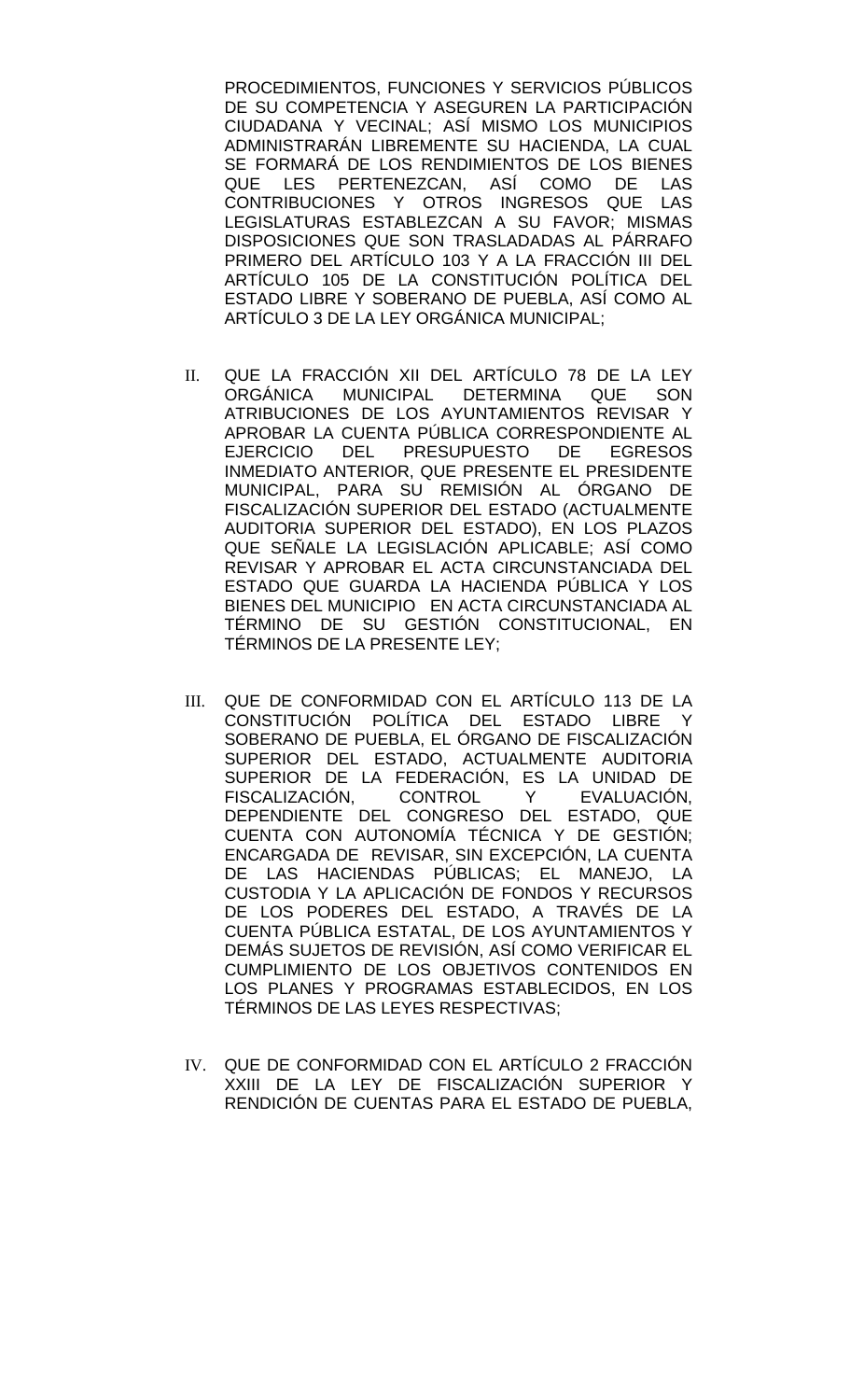PROCEDIMIENTOS, FUNCIONES Y SERVICIOS PÚBLICOS DE SU COMPETENCIA Y ASEGUREN LA PARTICIPACIÓN CIUDADANA Y VECINAL; ASÍ MISMO LOS MUNICIPIOS ADMINISTRARÁN LIBREMENTE SU HACIENDA, LA CUAL SE FORMARÁ DE LOS RENDIMIENTOS DE LOS BIENES QUE LES PERTENEZCAN, ASÍ COMO DE LAS CONTRIBUCIONES Y OTROS INGRESOS QUE LAS LEGISLATURAS ESTABLEZCAN A SU FAVOR; MISMAS DISPOSICIONES QUE SON TRASLADADAS AL PÁRRAFO PRIMERO DEL ARTÍCULO 103 Y A LA FRACCIÓN III DEL ARTÍCULO 105 DE LA CONSTITUCIÓN POLÍTICA DEL ESTADO LIBRE Y SOBERANO DE PUEBLA, ASÍ COMO AL ARTÍCULO 3 DE LA LEY ORGÁNICA MUNICIPAL;

II. QUE LA FRACCIÓN XII DEL ARTÍCULO 78 DE LA LEY ORGÁNICA MUNICIPAL DETERMINA QUE SON ATRIBUCIONES DE LOS AYUNTAMIENTOS REVISAR Y APROBAR LA CUENTA PÚBLICA CORRESPONDIENTE AL EJERCICIO DEL PRESUPUESTO DE EGRESOS INMEDIATO ANTERIOR, QUE PRESENTE EL PRESIDENTE MUNICIPAL, PARA SU REMISIÓN AL ÓRGANO DE FISCALIZACIÓN SUPERIOR DEL ESTADO (ACTUALMENTE AUDITORIA SUPERIOR DEL ESTADO), EN LOS PLAZOS QUE SEÑALE LA LEGISLACIÓN APLICABLE; ASÍ COMO REVISAR Y APROBAR EL ACTA CIRCUNSTANCIADA DEL ESTADO QUE GUARDA LA HACIENDA PÚBLICA Y LOS BIENES DEL MUNICIPIO EN ACTA CIRCUNSTANCIADA AL TÉRMINO DE SU GESTIÓN CONSTITUCIONAL, EN TÉRMINOS DE LA PRESENTE LEY;

III. QUE DE CONFORMIDAD CON EL ARTÍCULO 113 DE LA CONSTITUCIÓN POLÍTICA DEL ESTADO LIBRE Y SOBERANO DE PUEBLA, EL ÓRGANO DE FISCALIZACIÓN SUPERIOR DEL ESTADO, ACTUALMENTE AUDITORIA SUPERIOR DE LA FEDERACIÓN, ES LA UNIDAD DE FISCALIZACIÓN, CONTROL Y EVALUACIÓN, DEPENDIENTE DEL CONGRESO DEL ESTADO, QUE CUENTA CON AUTONOMÍA TÉCNICA Y DE GESTIÓN; ENCARGADA DE REVISAR, SIN EXCEPCIÓN, LA CUENTA DE LAS HACIENDAS PÚBLICAS; EL MANEJO, LA CUSTODIA Y LA APLICACIÓN DE FONDOS Y RECURSOS DE LOS PODERES DEL ESTADO, A TRAVÉS DE LA CUENTA PÚBLICA ESTATAL, DE LOS AYUNTAMIENTOS Y DEMÁS SUJETOS DE REVISIÓN, ASÍ COMO VERIFICAR EL CUMPLIMIENTO DE LOS OBJETIVOS CONTENIDOS EN LOS PLANES Y PROGRAMAS ESTABLECIDOS, EN LOS TÉRMINOS DE LAS LEYES RESPECTIVAS;

IV. QUE DE CONFORMIDAD CON EL ARTÍCULO 2 FRACCIÓN XXIII DE LA LEY DE FISCALIZACIÓN SUPERIOR Y RENDICIÓN DE CUENTAS PARA EL ESTADO DE PUEBLA,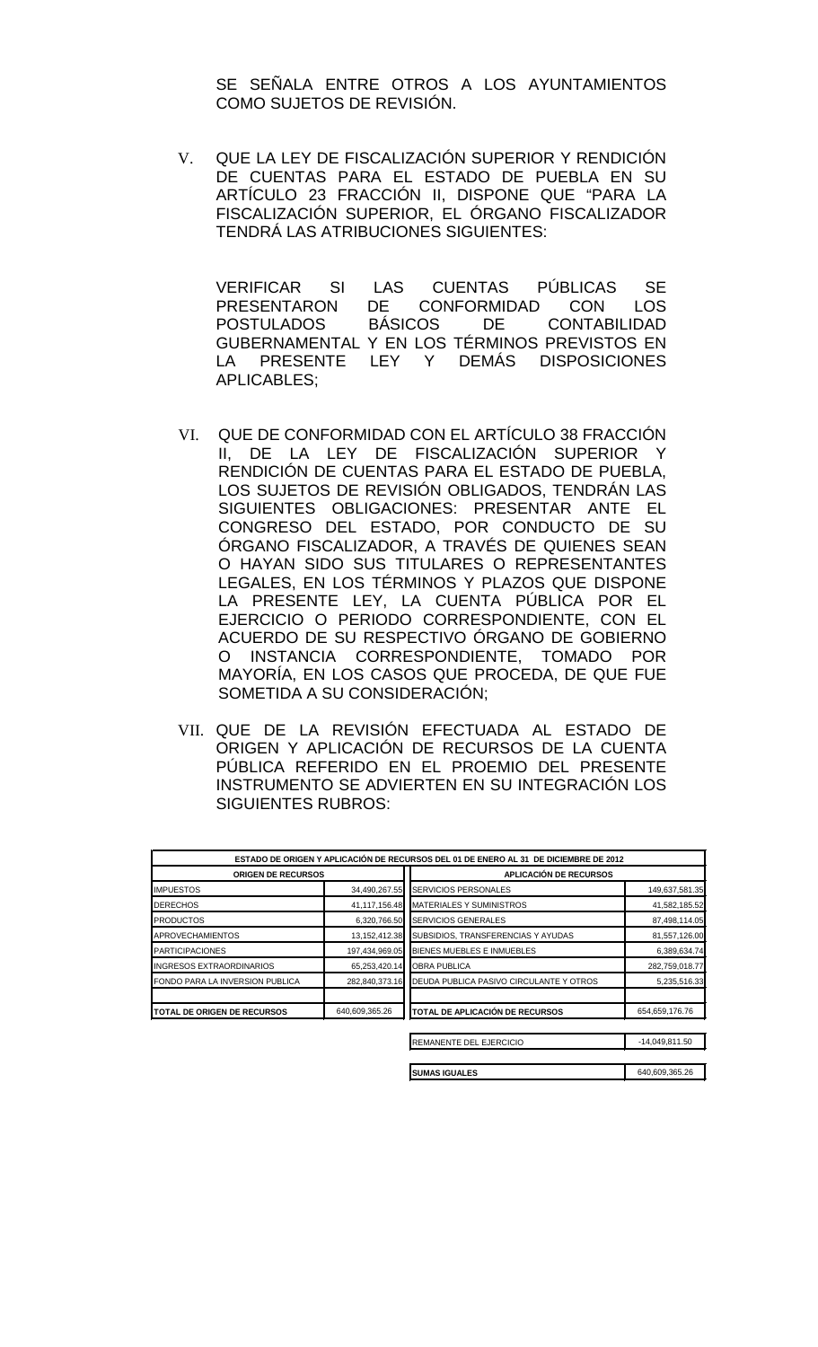SE SEÑALA ENTRE OTROS A LOS AYUNTAMIENTOS COMO SUJETOS DE REVISIÓN.

V. QUE LA LEY DE FISCALIZACIÓN SUPERIOR Y RENDICIÓN DE CUENTAS PARA EL ESTADO DE PUEBLA EN SU ARTÍCULO 23 FRACCIÓN II, DISPONE QUE "PARA LA FISCALIZACIÓN SUPERIOR, EL ÓRGANO FISCALIZADOR TENDRÁ LAS ATRIBUCIONES SIGUIENTES:

VERIFICAR SI LAS CUENTAS PÚBLICAS SE PRESENTARON DE CONFORMIDAD CON LOS POSTULADOS BÁSICOS DE CONTABILIDAD GUBERNAMENTAL Y EN LOS TÉRMINOS PREVISTOS EN LA PRESENTE LEY Y DEMÁS DISPOSICIONES APLICABLES;

VI. QUE DE CONFORMIDAD CON EL ARTÍCULO 38 FRACCIÓN II, DE LA LEY DE FISCALIZACIÓN SUPERIOR Y RENDICIÓN DE CUENTAS PARA EL ESTADO DE PUEBLA, LOS SUJETOS DE REVISIÓN OBLIGADOS, TENDRÁN LAS SIGUIENTES OBLIGACIONES: PRESENTAR ANTE EL CONGRESO DEL ESTADO, POR CONDUCTO DE SU ÓRGANO FISCALIZADOR, A TRAVÉS DE QUIENES SEAN O HAYAN SIDO SUS TITULARES O REPRESENTANTES LEGALES, EN LOS TÉRMINOS Y PLAZOS QUE DISPONE LA PRESENTE LEY, LA CUENTA PÚBLICA POR EL EJERCICIO O PERIODO CORRESPONDIENTE, CON EL ACUERDO DE SU RESPECTIVO ÓRGANO DE GOBIERNO O INSTANCIA CORRESPONDIENTE, TOMADO POR MAYORÍA, EN LOS CASOS QUE PROCEDA, DE QUE FUE SOMETIDA A SU CONSIDERACIÓN;

VII. QUE DE LA REVISIÓN EFECTUADA AL ESTADO DE ORIGEN Y APLICACIÓN DE RECURSOS DE LA CUENTA PÚBLICA REFERIDO EN EL PROEMIO DEL PRESENTE INSTRUMENTO SE ADVIERTEN EN SU INTEGRACIÓN LOS SIGUIENTES RUBROS:

| ESTADO DE ORIGEN Y APLICACIÓN DE RECURSOS DEL 01 DE ENERO AL 31 DE DICIEMBRE DE 2012 | | | |
|---|---|---|---|
| **ORIGEN DE RECURSOS** | | **APLICACIÓN DE RECURSOS** | |
| IMPUESTOS | 34,490,267.55 | SERVICIOS PERSONALES | 149,637,581.35 |
| DERECHOS | 41,117,156.48 | MATERIALES Y SUMINISTROS | 41,582,185.52 |
| PRODUCTOS | 6,320,766.50 | SERVICIOS GENERALES | 87,498,114.05 |
| APROVECHAMIENTOS | 13,152,412.38 | SUBSIDIOS, TRANSFERENCIAS Y AYUDAS | 81,557,126.00 |
| PARTICIPACIONES | 197,434,969.05 | BIENES MUEBLES E INMUEBLES | 6,389,634.74 |
| INGRESOS EXTRAORDINARIOS | 65,253,420.14 | OBRA PUBLICA | 282,759,018.77 |
| FONDO PARA LA INVERSION PUBLICA | 282,840,373.16 | DEUDA PUBLICA PASIVO CIRCULANTE Y OTROS | 5,235,516.33 |
| **TOTAL DE ORIGEN DE RECURSOS** | 640,609,365.26 | **TOTAL DE APLICACIÓN DE RECURSOS** | 654,659,176.76 |
| | | REMANENTE DEL EJERCICIO | -14,049,811.50 |
| | | **SUMAS IGUALES** | 640,609,365.26 |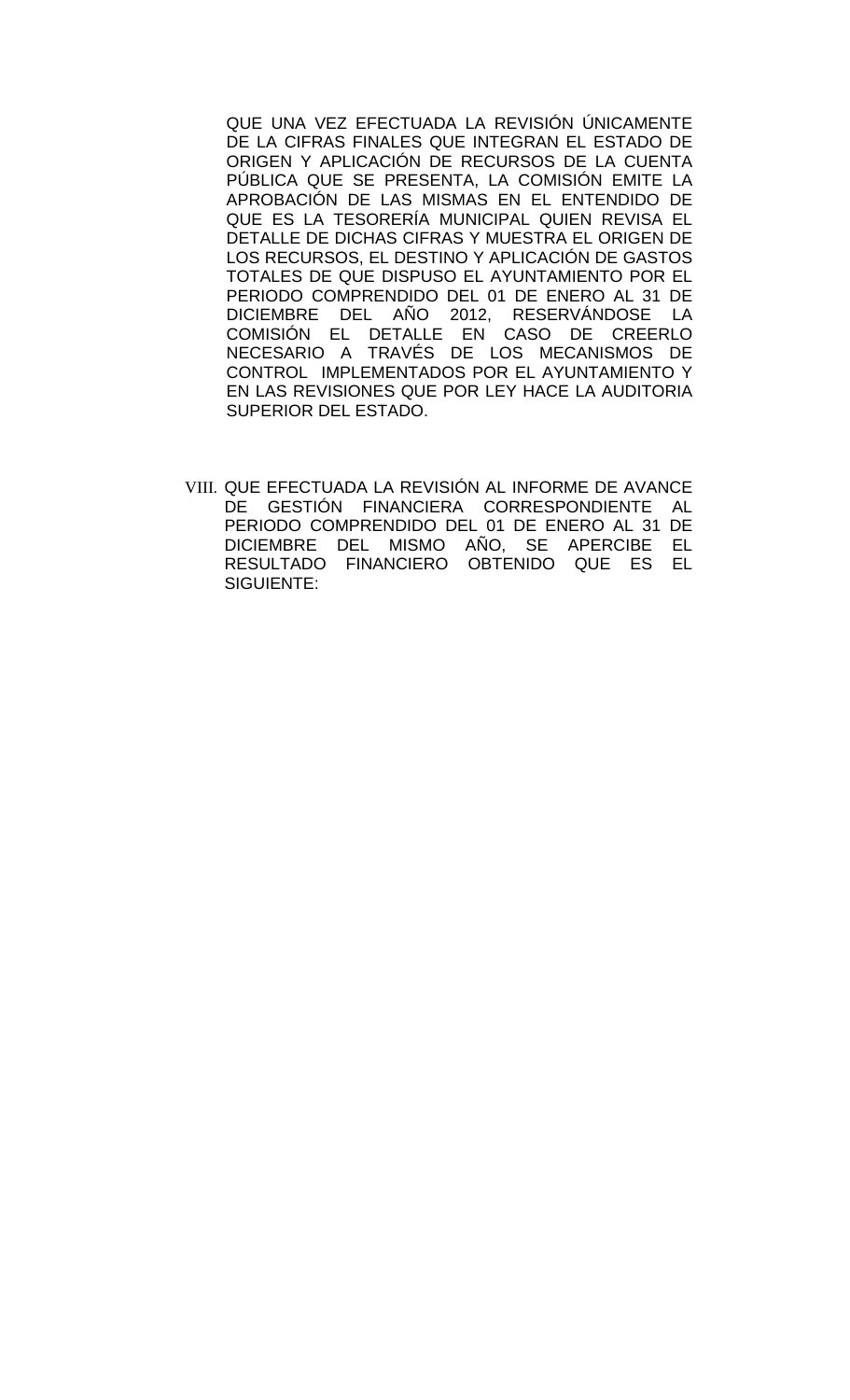QUE UNA VEZ EFECTUADA LA REVISIÓN ÚNICAMENTE DE LA CIFRAS FINALES QUE INTEGRAN EL ESTADO DE ORIGEN Y APLICACIÓN DE RECURSOS DE LA CUENTA PÚBLICA QUE SE PRESENTA, LA COMISIÓN EMITE LA APROBACIÓN DE LAS MISMAS EN EL ENTENDIDO DE QUE ES LA TESORERÍA MUNICIPAL QUIEN REVISA EL DETALLE DE DICHAS CIFRAS Y MUESTRA EL ORIGEN DE LOS RECURSOS, EL DESTINO Y APLICACIÓN DE GASTOS TOTALES DE QUE DISPUSO EL AYUNTAMIENTO POR EL PERIODO COMPRENDIDO DEL 01 DE ENERO AL 31 DE DICIEMBRE DEL AÑO 2012, RESERVÁNDOSE LA COMISIÓN EL DETALLE EN CASO DE CREERLO NECESARIO A TRAVÉS DE LOS MECANISMOS DE CONTROL IMPLEMENTADOS POR EL AYUNTAMIENTO Y EN LAS REVISIONES QUE POR LEY HACE LA AUDITORIA SUPERIOR DEL ESTADO.

VIII. QUE EFECTUADA LA REVISIÓN AL INFORME DE AVANCE DE GESTIÓN FINANCIERA CORRESPONDIENTE AL PERIODO COMPRENDIDO DEL 01 DE ENERO AL 31 DE DICIEMBRE DEL MISMO AÑO, SE APERCIBE EL RESULTADO FINANCIERO OBTENIDO QUE ES EL SIGUIENTE: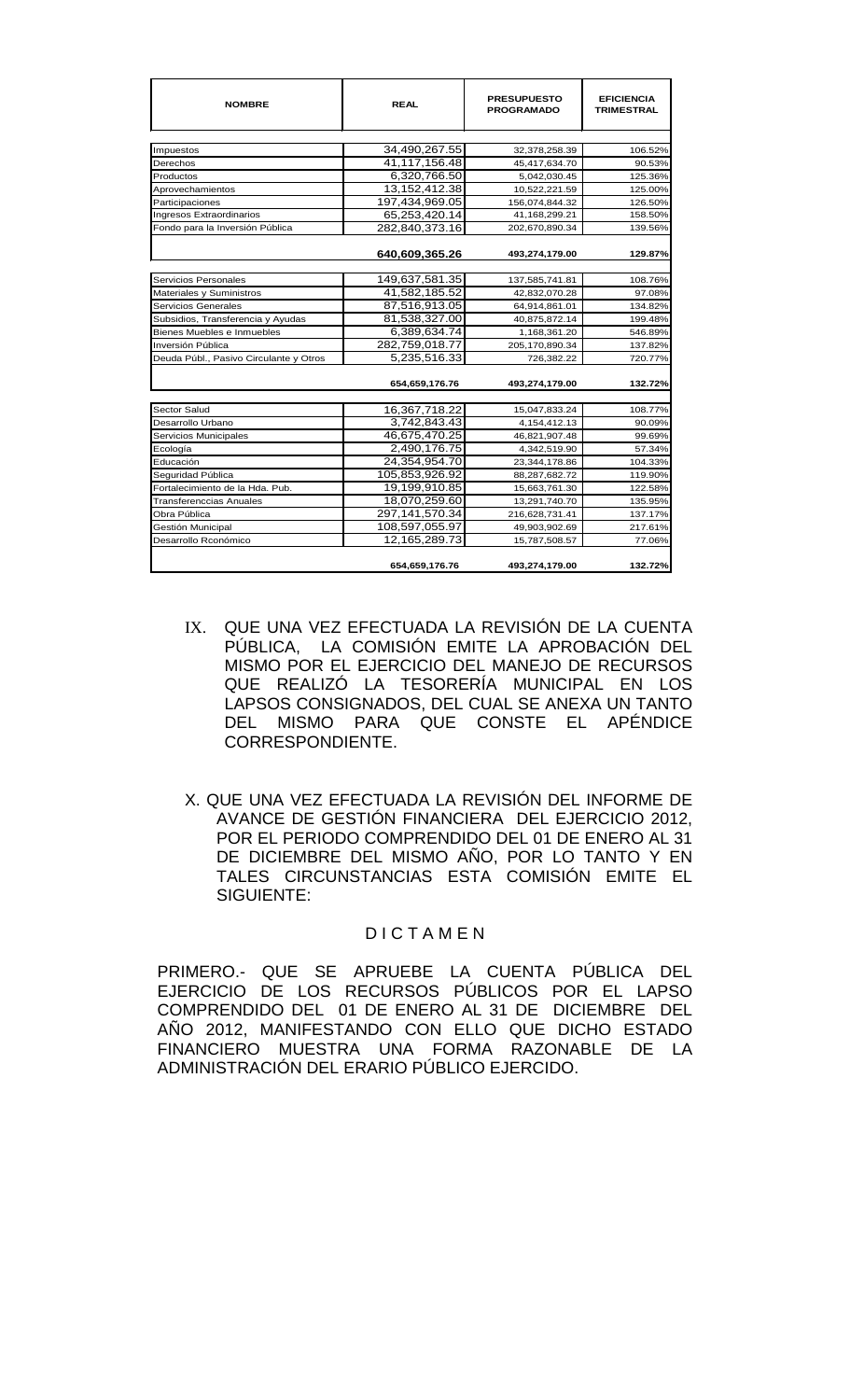| NOMBRE | REAL | PRESUPUESTO PROGRAMADO | EFICIENCIA TRIMESTRAL |
|---|---|---|---|
| Impuestos | 34,490,267.55 | 32,378,258.39 | 106.52% |
| Derechos | 41,117,156.48 | 45,417,634.70 | 90.53% |
| Productos | 6,320,766.50 | 5,042,030.45 | 125.36% |
| Aprovechamientos | 13,152,412.38 | 10,522,221.59 | 125.00% |
| Participaciones | 197,434,969.05 | 156,074,844.32 | 126.50% |
| Ingresos Extraordinarios | 65,253,420.14 | 41,168,299.21 | 158.50% |
| Fondo para la Inversión Pública | 282,840,373.16 | 202,670,890.34 | 139.56% |
| | **640,609,365.26** | **493,274,179.00** | **129.87%** |
| Servicios Personales | 149,637,581.35 | 137,585,741.81 | 108.76% |
| Materiales y Suministros | 41,582,185.52 | 42,832,070.28 | 97.08% |
| Servicios Generales | 87,516,913.05 | 64,914,861.01 | 134.82% |
| Subsidios, Transferencia y Ayudas | 81,538,327.00 | 40,875,872.14 | 199.48% |
| Bienes Muebles e Inmuebles | 6,389,634.74 | 1,168,361.20 | 546.89% |
| Inversión Pública | 282,759,018.77 | 205,170,890.34 | 137.82% |
| Deuda Públ., Pasivo Circulante y Otros | 5,235,516.33 | 726,382.22 | 720.77% |
| | **654,659,176.76** | **493,274,179.00** | **132.72%** |
| Sector Salud | 16,367,718.22 | 15,047,833.24 | 108.77% |
| Desarrollo Urbano | 3,742,843.43 | 4,154,412.13 | 90.09% |
| Servicios Municipales | 46,675,470.25 | 46,821,907.48 | 99.69% |
| Ecología | 2,490,176.75 | 4,342,519.90 | 57.34% |
| Educación | 24,354,954.70 | 23,344,178.86 | 104.33% |
| Seguridad Pública | 105,853,926.92 | 88,287,682.72 | 119.90% |
| Fortalecimiento de la Hda. Pub. | 19,199,910.85 | 15,663,761.30 | 122.58% |
| Transferenccias Anuales | 18,070,259.60 | 13,291,740.70 | 135.95% |
| Obra Pública | 297,141,570.34 | 216,628,731.41 | 137.17% |
| Gestión Municipal | 108,597,055.97 | 49,903,902.69 | 217.61% |
| Desarrollo Rconómico | 12,165,289.73 | 15,787,508.57 | 77.06% |
| | **654,659,176.76** | **493,274,179.00** | **132.72%** |

IX. QUE UNA VEZ EFECTUADA LA REVISIÓN DE LA CUENTA PÚBLICA, LA COMISIÓN EMITE LA APROBACIÓN DEL MISMO POR EL EJERCICIO DEL MANEJO DE RECURSOS QUE REALIZÓ LA TESORERÍA MUNICIPAL EN LOS LAPSOS CONSIGNADOS, DEL CUAL SE ANEXA UN TANTO DEL MISMO PARA QUE CONSTE EL APÉNDICE CORRESPONDIENTE.

X. QUE UNA VEZ EFECTUADA LA REVISIÓN DEL INFORME DE AVANCE DE GESTIÓN FINANCIERA DEL EJERCICIO 2012, POR EL PERIODO COMPRENDIDO DEL 01 DE ENERO AL 31 DE DICIEMBRE DEL MISMO AÑO, POR LO TANTO Y EN TALES CIRCUNSTANCIAS ESTA COMISIÓN EMITE EL SIGUIENTE:

## D I C T A M E N

PRIMERO.- QUE SE APRUEBE LA CUENTA PÚBLICA DEL EJERCICIO DE LOS RECURSOS PÚBLICOS POR EL LAPSO COMPRENDIDO DEL 01 DE ENERO AL 31 DE DICIEMBRE DEL AÑO 2012, MANIFESTANDO CON ELLO QUE DICHO ESTADO FINANCIERO MUESTRA UNA FORMA RAZONABLE DE LA ADMINISTRACIÓN DEL ERARIO PÚBLICO EJERCIDO.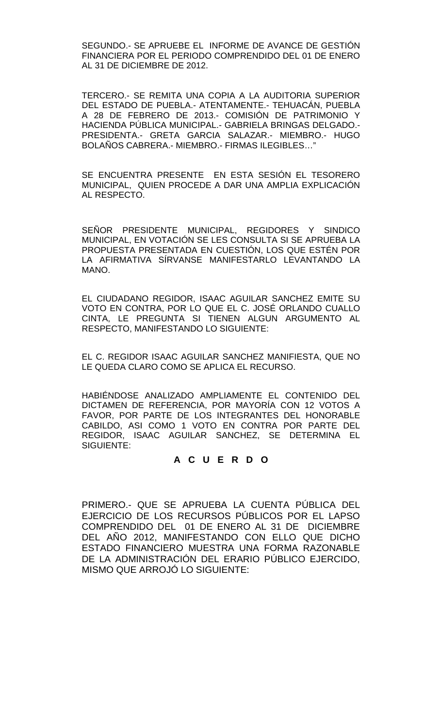SEGUNDO.- SE APRUEBE EL INFORME DE AVANCE DE GESTIÓN FINANCIERA POR EL PERIODO COMPRENDIDO DEL 01 DE ENERO AL 31 DE DICIEMBRE DE 2012.

TERCERO.- SE REMITA UNA COPIA A LA AUDITORIA SUPERIOR DEL ESTADO DE PUEBLA.- ATENTAMENTE.- TEHUACÁN, PUEBLA A 28 DE FEBRERO DE 2013.- COMISIÓN DE PATRIMONIO Y HACIENDA PÚBLICA MUNICIPAL.- GABRIELA BRINGAS DELGADO.- PRESIDENTA.- GRETA GARCIA SALAZAR.- MIEMBRO.- HUGO BOLAÑOS CABRERA.- MIEMBRO.- FIRMAS ILEGIBLES…"

SE ENCUENTRA PRESENTE EN ESTA SESIÓN EL TESORERO MUNICIPAL, QUIEN PROCEDE A DAR UNA AMPLIA EXPLICACIÓN AL RESPECTO.

SEÑOR PRESIDENTE MUNICIPAL, REGIDORES Y SINDICO MUNICIPAL, EN VOTACIÓN SE LES CONSULTA SI SE APRUEBA LA PROPUESTA PRESENTADA EN CUESTIÓN, LOS QUE ESTÉN POR LA AFIRMATIVA SÍRVANSE MANIFESTARLO LEVANTANDO LA MANO.

EL CIUDADANO REGIDOR, ISAAC AGUILAR SANCHEZ EMITE SU VOTO EN CONTRA, POR LO QUE EL C. JOSÉ ORLANDO CUALLO CINTA, LE PREGUNTA SI TIENEN ALGUN ARGUMENTO AL RESPECTO, MANIFESTANDO LO SIGUIENTE:

EL C. REGIDOR ISAAC AGUILAR SANCHEZ MANIFIESTA, QUE NO LE QUEDA CLARO COMO SE APLICA EL RECURSO.

HABIÉNDOSE ANALIZADO AMPLIAMENTE EL CONTENIDO DEL DICTAMEN DE REFERENCIA, POR MAYORÍA CON 12 VOTOS A FAVOR, POR PARTE DE LOS INTEGRANTES DEL HONORABLE CABILDO, ASI COMO 1 VOTO EN CONTRA POR PARTE DEL REGIDOR, ISAAC AGUILAR SANCHEZ, SE DETERMINA EL SIGUIENTE:

**A C U E R D O**

PRIMERO.- QUE SE APRUEBA LA CUENTA PÚBLICA DEL EJERCICIO DE LOS RECURSOS PÚBLICOS POR EL LAPSO COMPRENDIDO DEL 01 DE ENERO AL 31 DE DICIEMBRE DEL AÑO 2012, MANIFESTANDO CON ELLO QUE DICHO ESTADO FINANCIERO MUESTRA UNA FORMA RAZONABLE DE LA ADMINISTRACIÓN DEL ERARIO PÚBLICO EJERCIDO, MISMO QUE ARROJÓ LO SIGUIENTE: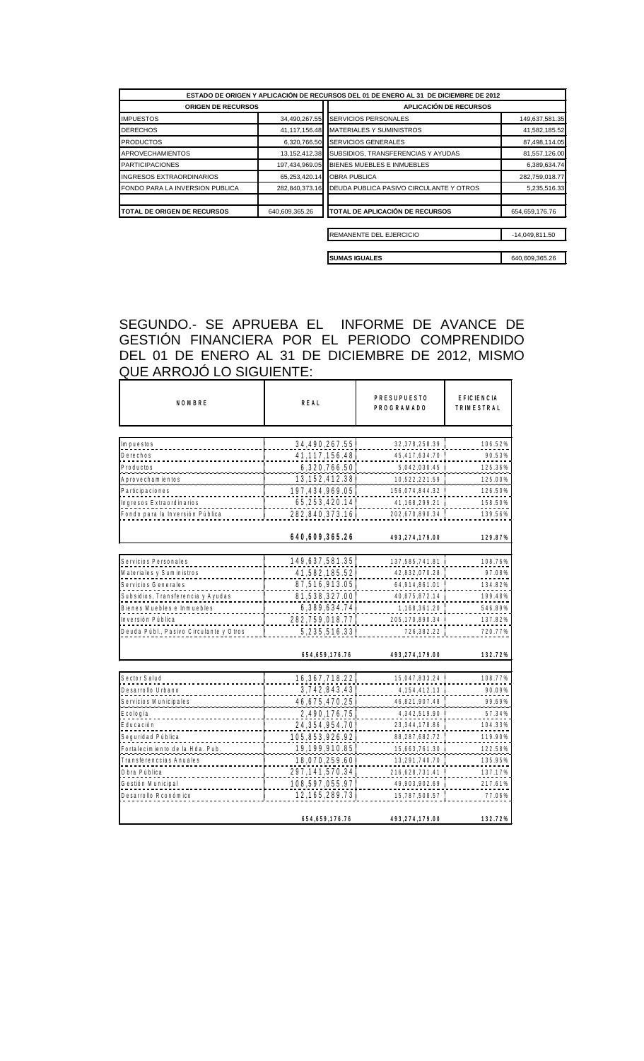| ESTADO DE ORIGEN Y APLICACIÓN DE RECURSOS DEL 01 DE ENERO AL 31 DE DICIEMBRE DE 2012 | | | |
|---|---|---|---|
| **ORIGEN DE RECURSOS** | | **APLICACIÓN DE RECURSOS** | |
| IMPUESTOS | 34,490,267.55 | SERVICIOS PERSONALES | 149,637,581.35 |
| DERECHOS | 41,117,156.48 | MATERIALES Y SUMINISTROS | 41,582,185.52 |
| PRODUCTOS | 6,320,766.50 | SERVICIOS GENERALES | 87,498,114.05 |
| APROVECHAMIENTOS | 13,152,412.38 | SUBSIDIOS, TRANSFERENCIAS Y AYUDAS | 81,557,126.00 |
| PARTICIPACIONES | 197,434,969.05 | BIENES MUEBLES E INMUEBLES | 6,389,634.74 |
| INGRESOS EXTRAORDINARIOS | 65,253,420.14 | OBRA PUBLICA | 282,759,018.77 |
| FONDO PARA LA INVERSION PUBLICA | 282,840,373.16 | DEUDA PUBLICA PASIVO CIRCULANTE Y OTROS | 5,235,516.33 |
| **TOTAL DE ORIGEN DE RECURSOS** | 640,609,365.26 | **TOTAL DE APLICACIÓN DE RECURSOS** | 654,659,176.76 |
| | | REMANENTE DEL EJERCICIO | -14,049,811.50 |
| | | **SUMAS IGUALES** | 640,609,365.26 |

SEGUNDO.- SE APRUEBA EL INFORME DE AVANCE DE GESTIÓN FINANCIERA POR EL PERIODO COMPRENDIDO DEL 01 DE ENERO AL 31 DE DICIEMBRE DE 2012, MISMO QUE ARROJÓ LO SIGUIENTE:

| NOMBRE | REAL | PRESUPUESTO PROGRAMADO | EFICIENCIA TRIMESTRAL |
|---|---|---|---|
| Impuestos | 34,490,267.55 | 32,378,258.39 | 106.52% |
| Derechos | 41,117,156.48 | 45,417,634.70 | 90.53% |
| Productos | 6,320,766.50 | 5,042,030.45 | 125.36% |
| Aprovechamientos | 13,152,412.38 | 10,522,221.59 | 125.00% |
| Participaciones | 197,434,969.05 | 156,074,844.32 | 126.50% |
| Ingresos Extraordinarios | 65,253,420.14 | 41,168,299.21 | 158.50% |
| Fondo para la Inversión Pública | 282,840,373.16 | 202,670,890.34 | 139.56% |
| | **640,609,365.26** | **493,274,179.00** | **129.87%** |
| Servicios Personales | 149,637,581.35 | 137,585,741.81 | 108.76% |
| Materiales y Suministros | 41,582,185.52 | 42,832,070.28 | 97.08% |
| Servicios Generales | 87,516,913.05 | 64,914,861.01 | 134.82% |
| Subsidios, Transferencia y Ayudas | 81,538,327.00 | 40,875,872.14 | 199.48% |
| Bienes Muebles e Inmuebles | 6,389,634.74 | 1,168,361.20 | 546.89% |
| Inversión Pública | 282,759,018.77 | 205,170,890.34 | 137.82% |
| Deuda Públ., Pasivo Circulante y Otros | 5,235,516.33 | 726,382.22 | 720.77% |
| | **654,659,176.76** | **493,274,179.00** | **132.72%** |
| Sector Salud | 16,367,718.22 | 15,047,833.24 | 108.77% |
| Desarrollo Urbano | 3,742,843.43 | 4,154,412.13 | 90.09% |
| Servicios Municipales | 46,675,470.25 | 46,821,907.48 | 99.69% |
| Ecología | 2,490,176.75 | 4,342,519.90 | 57.34% |
| Educación | 24,354,954.70 | 23,344,178.86 | 104.33% |
| Seguridad Pública | 105,853,926.92 | 88,287,682.72 | 119.90% |
| Fortalecimiento de la Hda. Pub. | 19,199,910.85 | 15,663,761.30 | 122.58% |
| Transferenccias Anuales | 18,070,259.60 | 13,291,740.70 | 135.95% |
| Obra Pública | 297,141,570.34 | 216,628,731.41 | 137.17% |
| Gestión Municipal | 108,597,055.97 | 49,903,902.69 | 217.61% |
| Desarrollo Rconómico | 12,165,289.73 | 15,787,508.57 | 77.06% |
| | **654,659,176.76** | **493,274,179.00** | **132.72%** |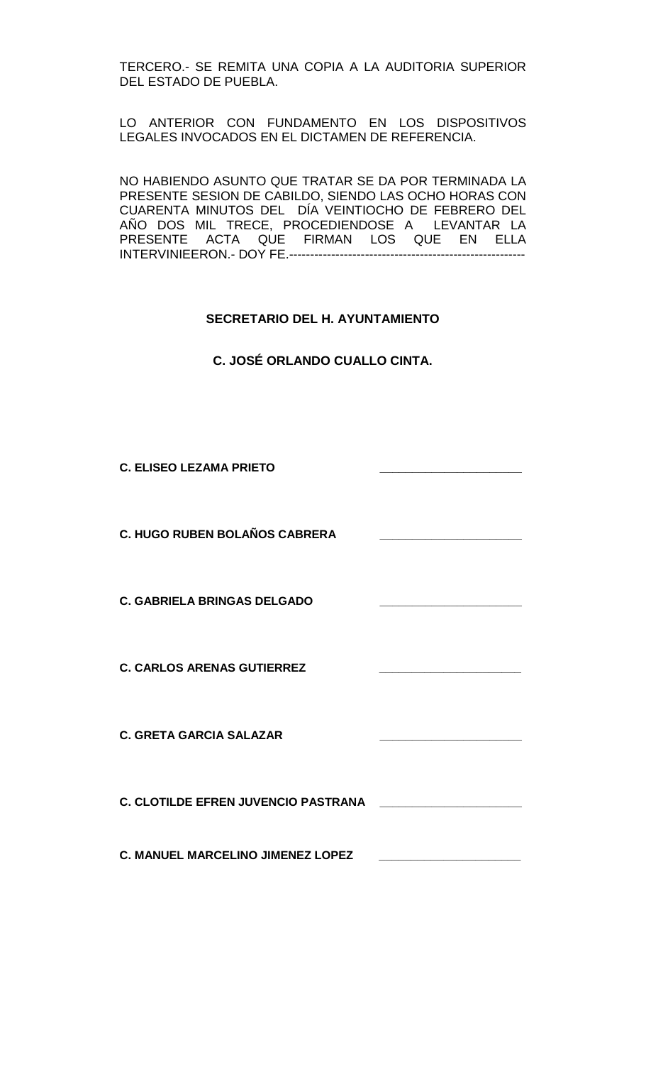TERCERO.- SE REMITA UNA COPIA A LA AUDITORIA SUPERIOR DEL ESTADO DE PUEBLA.

LO ANTERIOR CON FUNDAMENTO EN LOS DISPOSITIVOS LEGALES INVOCADOS EN EL DICTAMEN DE REFERENCIA.

NO HABIENDO ASUNTO QUE TRATAR SE DA POR TERMINADA LA PRESENTE SESION DE CABILDO, SIENDO LAS OCHO HORAS CON CUARENTA MINUTOS DEL DÍA VEINTIOCHO DE FEBRERO DEL AÑO DOS MIL TRECE, PROCEDIENDOSE A LEVANTAR LA PRESENTE ACTA QUE FIRMAN LOS QUE EN ELLA INTERVINIEERON.- DOY FE.--------------------------------------------------------

**SECRETARIO DEL H. AYUNTAMIENTO**

**C. JOSÉ ORLANDO CUALLO CINTA.**

**C. ELISEO LEZAMA PRIETO** ______________________

**C. HUGO RUBEN BOLAÑOS CABRERA** ______________________

**C. GABRIELA BRINGAS DELGADO** ______________________

**C. CARLOS ARENAS GUTIERREZ** ______________________

**C. GRETA GARCIA SALAZAR** ______________________

**C. CLOTILDE EFREN JUVENCIO PASTRANA** ______________________

**C. MANUEL MARCELINO JIMENEZ LOPEZ** ______________________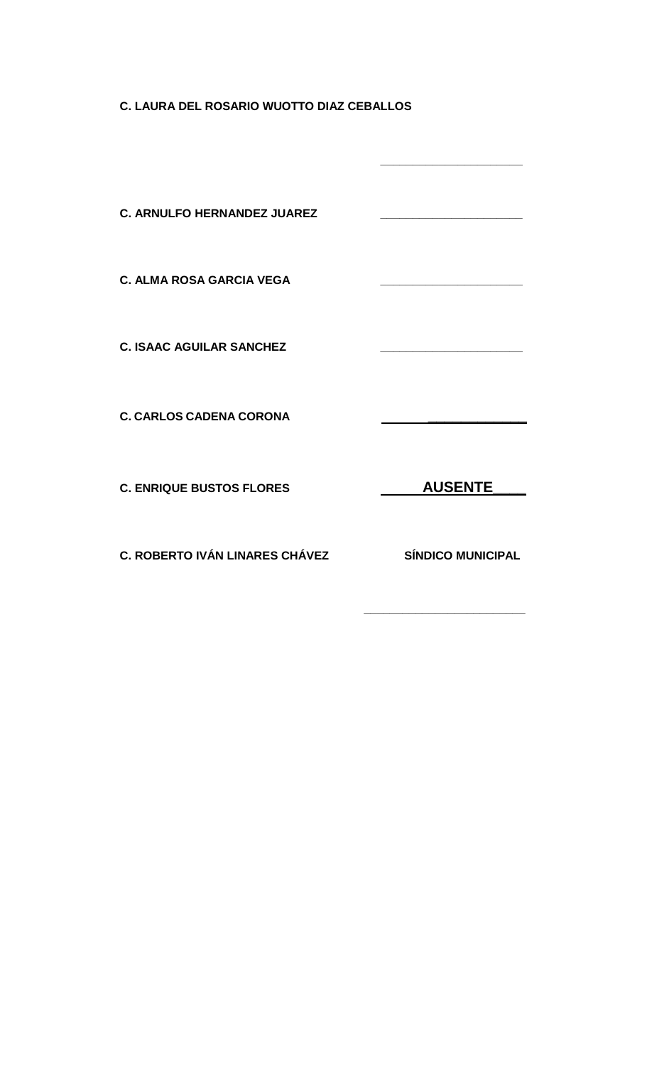**C. LAURA DEL ROSARIO WUOTTO DIAZ CEBALLOS**

_____________________

**C. ARNULFO HERNANDEZ JUAREZ** _____________________

**C. ALMA ROSA GARCIA VEGA** _____________________

**C. ISAAC AGUILAR SANCHEZ** _____________________

**C. CARLOS CADENA CORONA** _____________________

**C. ENRIQUE BUSTOS FLORES** **AUSENTE**

**C. ROBERTO IVÁN LINARES CHÁVEZ** **SÍNDICO MUNICIPAL**

_____________________